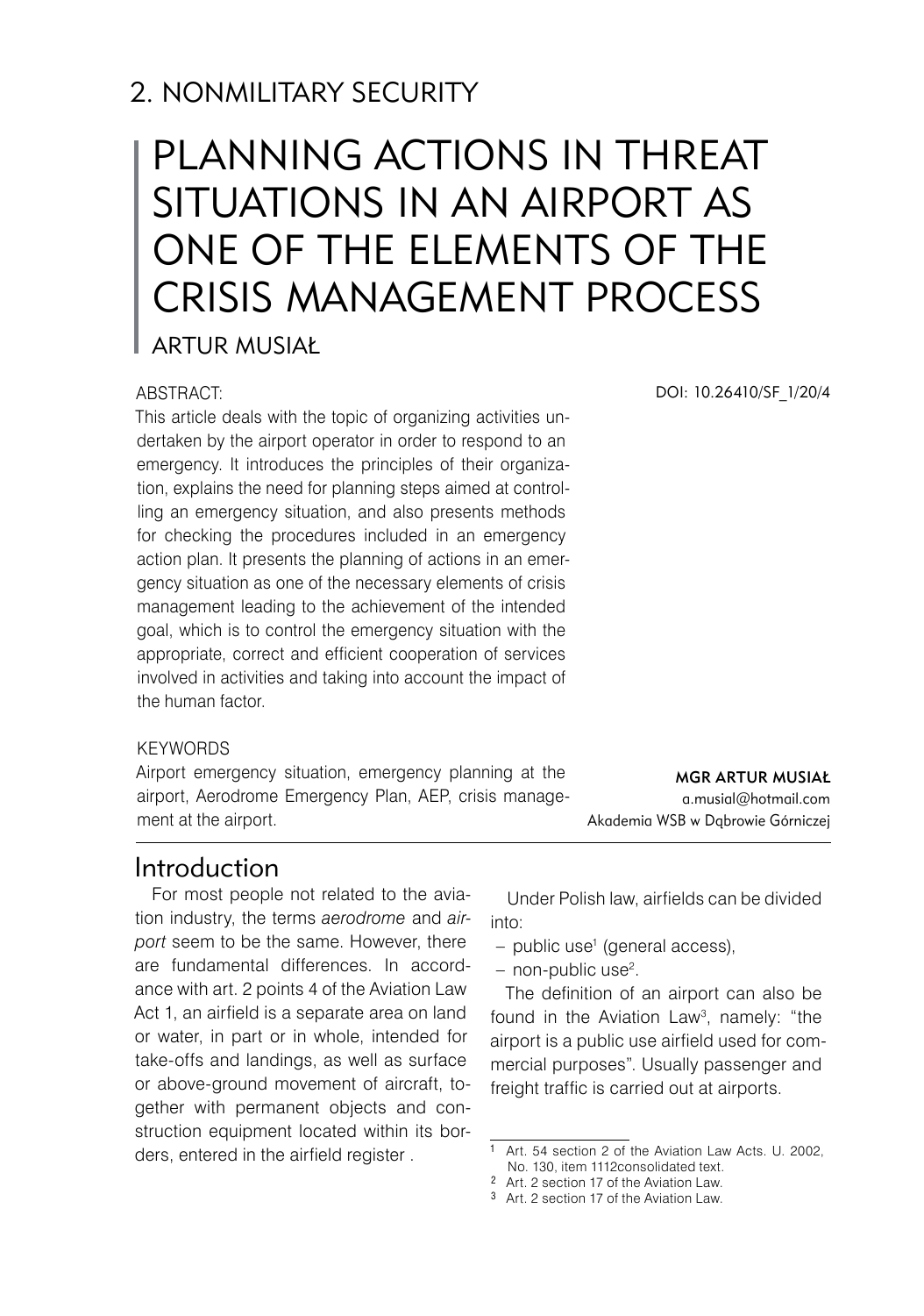## 2. NONMILITARY SECURITY

# PLANNING ACTIONS IN THREAT SITUATIONS IN AN AIRPORT AS ONE OF THE ELEMENTS OF THE CRISIS MANAGEMENT PROCESS

ARTUR MUSIAŁ

DOI: 10.26410/SF_1/20/4

ABSTRACT:

This article deals with the topic of organizing activities undertaken by the airport operator in order to respond to an emergency. It introduces the principles of their organization, explains the need for planning steps aimed at controlling an emergency situation, and also presents methods for checking the procedures included in an emergency action plan. It presents the planning of actions in an emergency situation as one of the necessary elements of crisis management leading to the achievement of the intended goal, which is to control the emergency situation with the appropriate, correct and efficient cooperation of services involved in activities and taking into account the impact of the human factor.

KEYWORDS

Airport emergency situation, emergency planning at the airport, Aerodrome Emergency Plan, AEP, crisis management at the airport.

**MGR ARTUR MUSIAŁ**
a.musial@hotmail.com
Akademia WSB w Dąbrowie Górniczej

## Introduction

For most people not related to the aviation industry, the terms *aerodrome* and *airport* seem to be the same. However, there are fundamental differences. In accordance with art. 2 points 4 of the Aviation Law Act 1, an airfield is a separate area on land or water, in part or in whole, intended for take-offs and landings, as well as surface or above-ground movement of aircraft, together with permanent objects and construction equipment located within its borders, entered in the airfield register .

Under Polish law, airfields can be divided into:

- public use[1] (general access),
- non-public use[2].

The definition of an airport can also be found in the Aviation Law[3], namely: "the airport is a public use airfield used for commercial purposes". Usually passenger and freight traffic is carried out at airports.

---

1 Art. 54 section 2 of the Aviation Law Acts. U. 2002, No. 130, item 1112consolidated text.

2 Art. 2 section 17 of the Aviation Law.

3 Art. 2 section 17 of the Aviation Law.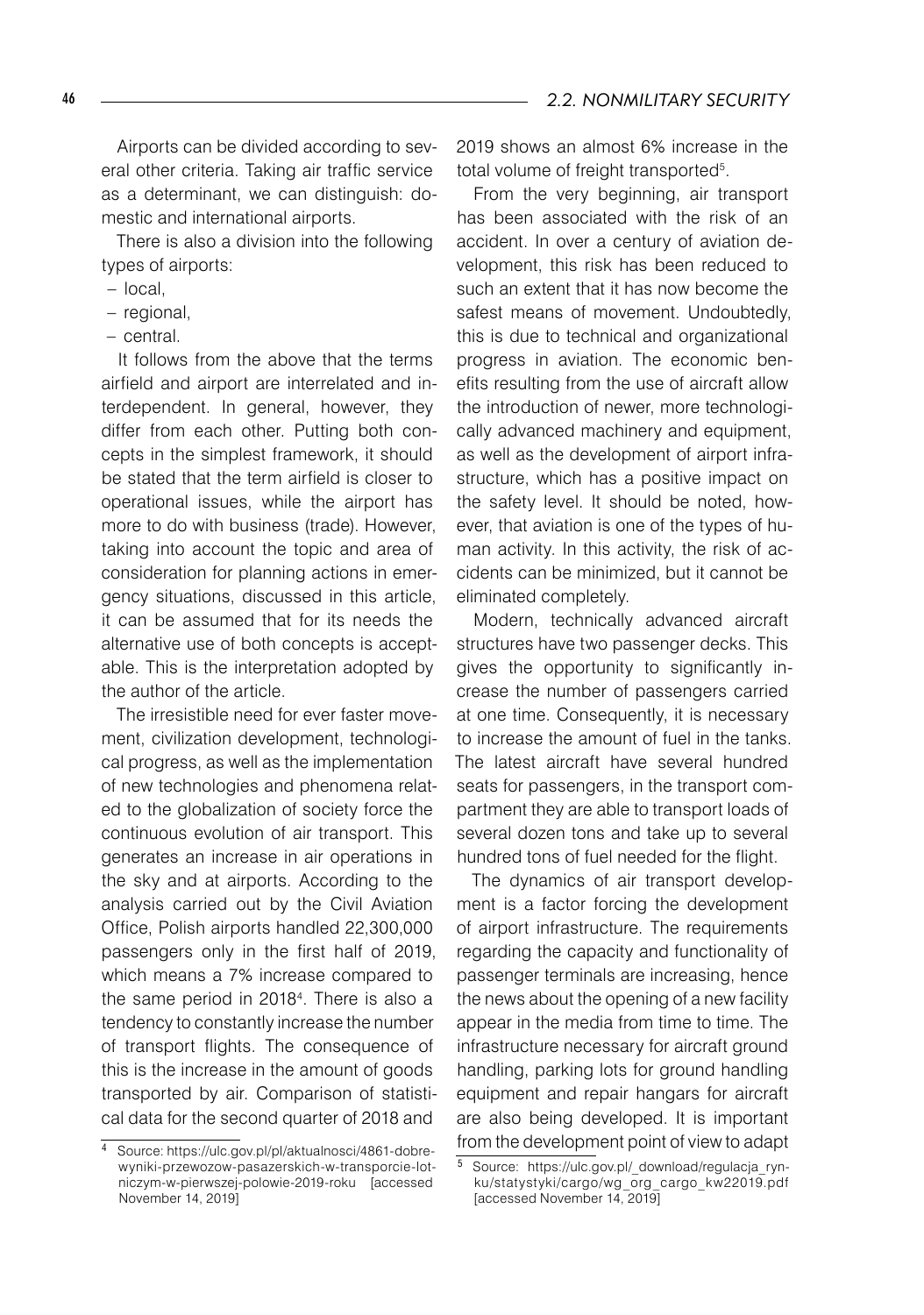Airports can be divided according to several other criteria. Taking air traffic service as a determinant, we can distinguish: domestic and international airports.

There is also a division into the following types of airports:

- local,
- regional,
- central.

It follows from the above that the terms airfield and airport are interrelated and interdependent. In general, however, they differ from each other. Putting both concepts in the simplest framework, it should be stated that the term airfield is closer to operational issues, while the airport has more to do with business (trade). However, taking into account the topic and area of consideration for planning actions in emergency situations, discussed in this article, it can be assumed that for its needs the alternative use of both concepts is acceptable. This is the interpretation adopted by the author of the article.

The irresistible need for ever faster movement, civilization development, technological progress, as well as the implementation of new technologies and phenomena related to the globalization of society force the continuous evolution of air transport. This generates an increase in air operations in the sky and at airports. According to the analysis carried out by the Civil Aviation Office, Polish airports handled 22,300,000 passengers only in the first half of 2019, which means a 7% increase compared to the same period in 2018[4]. There is also a tendency to constantly increase the number of transport flights. The consequence of this is the increase in the amount of goods transported by air. Comparison of statistical data for the second quarter of 2018 and 2019 shows an almost 6% increase in the total volume of freight transported[5].

From the very beginning, air transport has been associated with the risk of an accident. In over a century of aviation development, this risk has been reduced to such an extent that it has now become the safest means of movement. Undoubtedly, this is due to technical and organizational progress in aviation. The economic benefits resulting from the use of aircraft allow the introduction of newer, more technologically advanced machinery and equipment, as well as the development of airport infrastructure, which has a positive impact on the safety level. It should be noted, however, that aviation is one of the types of human activity. In this activity, the risk of accidents can be minimized, but it cannot be eliminated completely.

Modern, technically advanced aircraft structures have two passenger decks. This gives the opportunity to significantly increase the number of passengers carried at one time. Consequently, it is necessary to increase the amount of fuel in the tanks. The latest aircraft have several hundred seats for passengers, in the transport compartment they are able to transport loads of several dozen tons and take up to several hundred tons of fuel needed for the flight.

The dynamics of air transport development is a factor forcing the development of airport infrastructure. The requirements regarding the capacity and functionality of passenger terminals are increasing, hence the news about the opening of a new facility appear in the media from time to time. The infrastructure necessary for aircraft ground handling, parking lots for ground handling equipment and repair hangars for aircraft are also being developed. It is important from the development point of view to adapt

---

[4] Source: https://ulc.gov.pl/pl/aktualnosci/4861-dobre-wyniki-przewozow-pasazerskich-w-transporcie-lotniczym-w-pierwszej-polowie-2019-roku [accessed November 14, 2019]

[5] Source: https://ulc.gov.pl/_download/regulacja_rynku/statystyki/cargo/wg_org_cargo_kw22019.pdf [accessed November 14, 2019]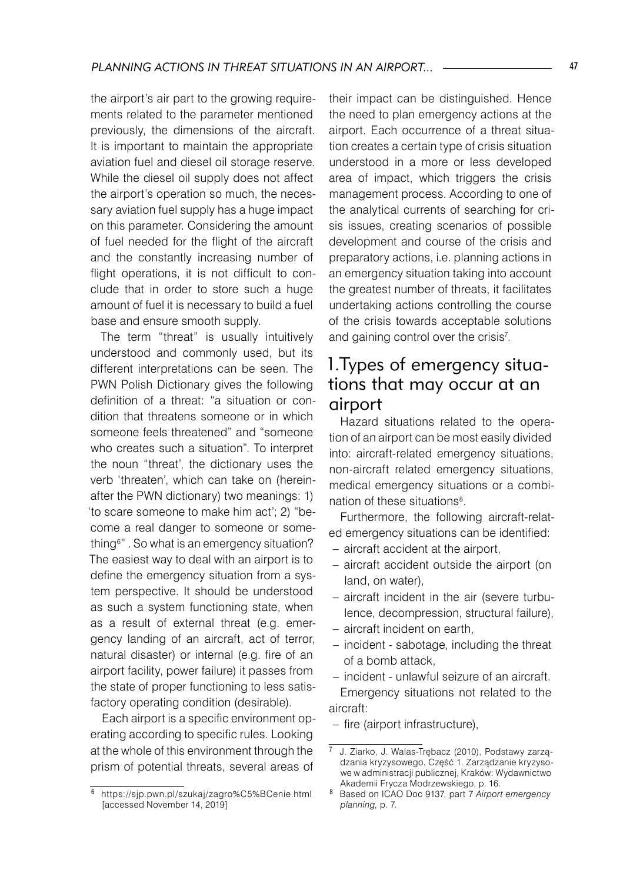the airport's air part to the growing requirements related to the parameter mentioned previously, the dimensions of the aircraft. It is important to maintain the appropriate aviation fuel and diesel oil storage reserve. While the diesel oil supply does not affect the airport's operation so much, the necessary aviation fuel supply has a huge impact on this parameter. Considering the amount of fuel needed for the flight of the aircraft and the constantly increasing number of flight operations, it is not difficult to conclude that in order to store such a huge amount of fuel it is necessary to build a fuel base and ensure smooth supply.

The term "threat" is usually intuitively understood and commonly used, but its different interpretations can be seen. The PWN Polish Dictionary gives the following definition of a threat: "a situation or condition that threatens someone or in which someone feels threatened" and "someone who creates such a situation". To interpret the noun "threat', the dictionary uses the verb 'threaten', which can take on (hereinafter the PWN dictionary) two meanings: 1) 'to scare someone to make him act'; 2) "become a real danger to someone or something[6]". So what is an emergency situation? The easiest way to deal with an airport is to define the emergency situation from a system perspective. It should be understood as such a system functioning state, when as a result of external threat (e.g. emergency landing of an aircraft, act of terror, natural disaster) or internal (e.g. fire of an airport facility, power failure) it passes from the state of proper functioning to less satisfactory operating condition (desirable).

Each airport is a specific environment operating according to specific rules. Looking at the whole of this environment through the prism of potential threats, several areas of their impact can be distinguished. Hence the need to plan emergency actions at the airport. Each occurrence of a threat situation creates a certain type of crisis situation understood in a more or less developed area of impact, which triggers the crisis management process. According to one of the analytical currents of searching for crisis issues, creating scenarios of possible development and course of the crisis and preparatory actions, i.e. planning actions in an emergency situation taking into account the greatest number of threats, it facilitates undertaking actions controlling the course of the crisis towards acceptable solutions and gaining control over the crisis[7].

## 1.Types of emergency situations that may occur at an airport

Hazard situations related to the operation of an airport can be most easily divided into: aircraft-related emergency situations, non-aircraft related emergency situations, medical emergency situations or a combination of these situations[8].

Furthermore, the following aircraft-related emergency situations can be identified:

- aircraft accident at the airport,
- aircraft accident outside the airport (on land, on water),
- aircraft incident in the air (severe turbulence, decompression, structural failure),
- aircraft incident on earth,
- incident - sabotage, including the threat of a bomb attack,
- incident - unlawful seizure of an aircraft.

Emergency situations not related to the aircraft:

- fire (airport infrastructure),

---

[6] https://sjp.pwn.pl/szukaj/zagro%C5%BCenie.html [accessed November 14, 2019]

[7] J. Ziarko, J. Walas-Trębacz (2010), Podstawy zarządzania kryzysowego. Część 1. Zarządzanie kryzysowe w administracji publicznej, Kraków: Wydawnictwo Akademii Frycza Modrzewskiego, p. 16.

[8] Based on ICAO Doc 9137, part 7 *Airport emergency planning,* p. 7.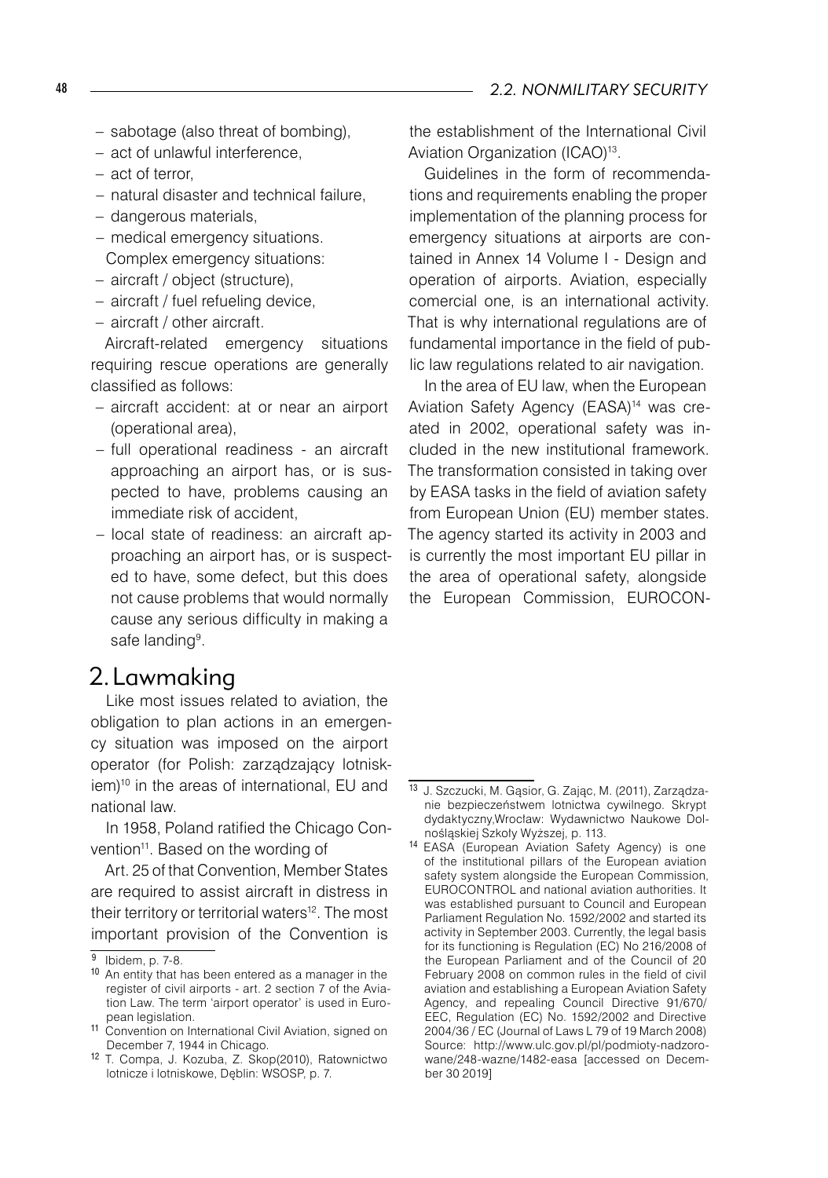– sabotage (also threat of bombing),
– act of unlawful interference,
– act of terror,
– natural disaster and technical failure,
– dangerous materials,
– medical emergency situations.

Complex emergency situations:

– aircraft / object (structure),
– aircraft / fuel refueling device,
– aircraft / other aircraft.

Aircraft-related emergency situations requiring rescue operations are generally classified as follows:

– aircraft accident: at or near an airport (operational area),
– full operational readiness - an aircraft approaching an airport has, or is suspected to have, problems causing an immediate risk of accident,
– local state of readiness: an aircraft approaching an airport has, or is suspected to have, some defect, but this does not cause problems that would normally cause any serious difficulty in making a safe landing[9].

## 2. Lawmaking

Like most issues related to aviation, the obligation to plan actions in an emergency situation was imposed on the airport operator (for Polish: zarządzający lotniskiem)[10] in the areas of international, EU and national law.

In 1958, Poland ratified the Chicago Convention[11]. Based on the wording of

Art. 25 of that Convention, Member States are required to assist aircraft in distress in their territory or territorial waters[12]. The most important provision of the Convention is the establishment of the International Civil Aviation Organization (ICAO)[13].

Guidelines in the form of recommendations and requirements enabling the proper implementation of the planning process for emergency situations at airports are contained in Annex 14 Volume I - Design and operation of airports. Aviation, especially comercial one, is an international activity. That is why international regulations are of fundamental importance in the field of public law regulations related to air navigation.

In the area of EU law, when the European Aviation Safety Agency (EASA)[14] was created in 2002, operational safety was included in the new institutional framework. The transformation consisted in taking over by EASA tasks in the field of aviation safety from European Union (EU) member states. The agency started its activity in 2003 and is currently the most important EU pillar in the area of operational safety, alongside the European Commission, EUROCON-

---

[9] Ibidem, p. 7-8.

[10] An entity that has been entered as a manager in the register of civil airports - art. 2 section 7 of the Aviation Law. The term 'airport operator' is used in European legislation.

[11] Convention on International Civil Aviation, signed on December 7, 1944 in Chicago.

[12] T. Compa, J. Kozuba, Z. Skop(2010), Ratownictwo lotnicze i lotniskowe, Dęblin: WSOSP, p. 7.

[13] J. Szczucki, M. Gąsior, G. Zając, M. (2011), Zarządzanie bezpieczeństwem lotnictwa cywilnego. Skrypt dydaktyczny,Wrocław: Wydawnictwo Naukowe Dolnośląskiej Szkoły Wyższej, p. 113.

[14] EASA (European Aviation Safety Agency) is one of the institutional pillars of the European aviation safety system alongside the European Commission, EUROCONTROL and national aviation authorities. It was established pursuant to Council and European Parliament Regulation No. 1592/2002 and started its activity in September 2003. Currently, the legal basis for its functioning is Regulation (EC) No 216/2008 of the European Parliament and of the Council of 20 February 2008 on common rules in the field of civil aviation and establishing a European Aviation Safety Agency, and repealing Council Directive 91/670/ EEC, Regulation (EC) No. 1592/2002 and Directive 2004/36 / EC (Journal of Laws L 79 of 19 March 2008) Source: http://www.ulc.gov.pl/pl/podmioty-nadzorowane/248-wazne/1482-easa [accessed on December 30 2019]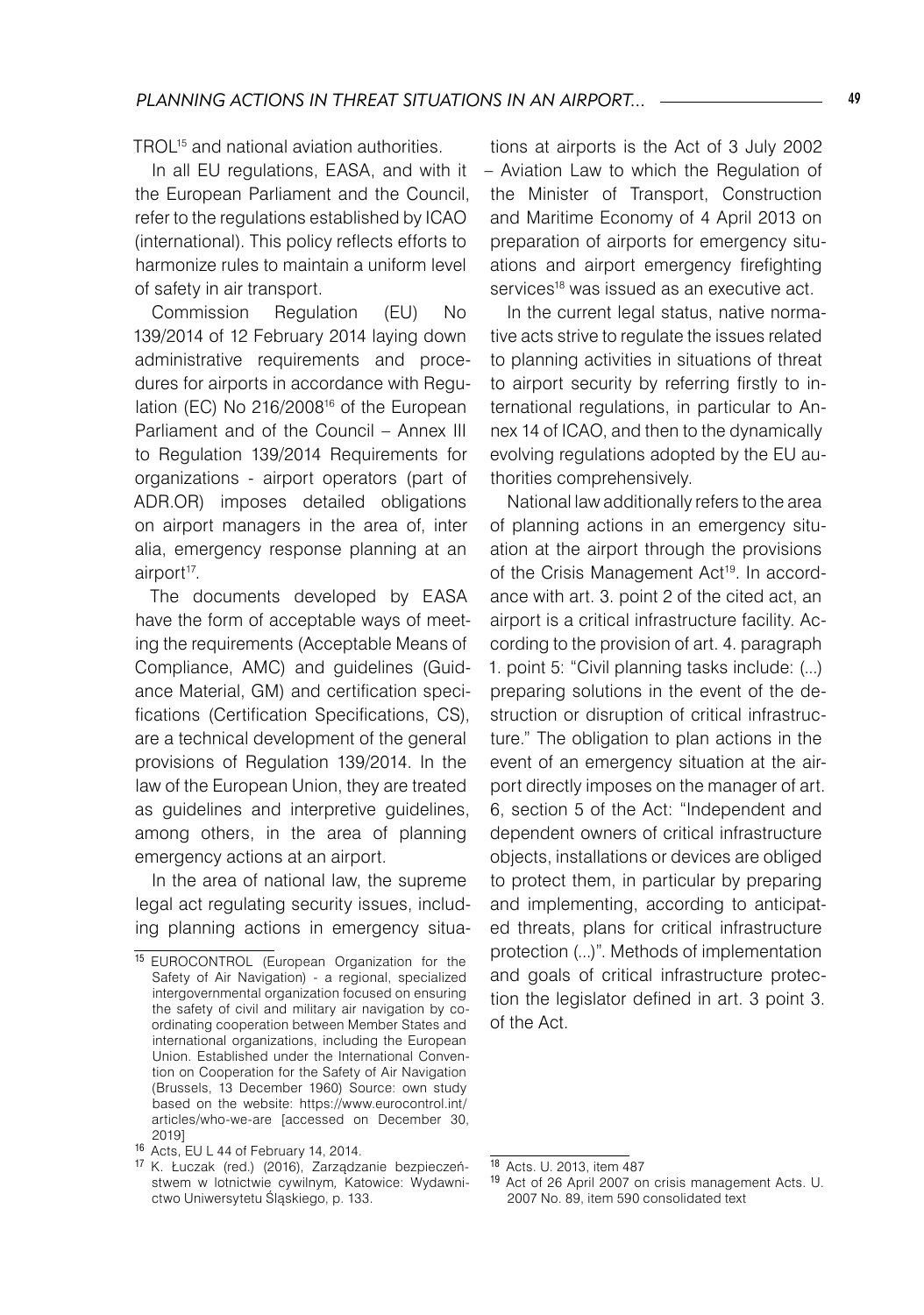TROL[15] and national aviation authorities.

In all EU regulations, EASA, and with it the European Parliament and the Council, refer to the regulations established by ICAO (international). This policy reflects efforts to harmonize rules to maintain a uniform level of safety in air transport.

Commission Regulation (EU) No 139/2014 of 12 February 2014 laying down administrative requirements and procedures for airports in accordance with Regulation (EC) No 216/2008[16] of the European Parliament and of the Council – Annex III to Regulation 139/2014 Requirements for organizations - airport operators (part of ADR.OR) imposes detailed obligations on airport managers in the area of, inter alia, emergency response planning at an airport[17].

The documents developed by EASA have the form of acceptable ways of meeting the requirements (Acceptable Means of Compliance, AMC) and guidelines (Guidance Material, GM) and certification specifications (Certification Specifications, CS), are a technical development of the general provisions of Regulation 139/2014. In the law of the European Union, they are treated as guidelines and interpretive guidelines, among others, in the area of planning emergency actions at an airport.

In the area of national law, the supreme legal act regulating security issues, including planning actions in emergency situations at airports is the Act of 3 July 2002 – Aviation Law to which the Regulation of the Minister of Transport, Construction and Maritime Economy of 4 April 2013 on preparation of airports for emergency situations and airport emergency firefighting services[18] was issued as an executive act.

In the current legal status, native normative acts strive to regulate the issues related to planning activities in situations of threat to airport security by referring firstly to international regulations, in particular to Annex 14 of ICAO, and then to the dynamically evolving regulations adopted by the EU authorities comprehensively.

National law additionally refers to the area of planning actions in an emergency situation at the airport through the provisions of the Crisis Management Act[19]. In accordance with art. 3. point 2 of the cited act, an airport is a critical infrastructure facility. According to the provision of art. 4. paragraph 1. point 5: "Civil planning tasks include: (...) preparing solutions in the event of the destruction or disruption of critical infrastructure." The obligation to plan actions in the event of an emergency situation at the airport directly imposes on the manager of art. 6, section 5 of the Act: "Independent and dependent owners of critical infrastructure objects, installations or devices are obliged to protect them, in particular by preparing and implementing, according to anticipated threats, plans for critical infrastructure protection (...)". Methods of implementation and goals of critical infrastructure protection the legislator defined in art. 3 point 3. of the Act.

---

[15] EUROCONTROL (European Organization for the Safety of Air Navigation) - a regional, specialized intergovernmental organization focused on ensuring the safety of civil and military air navigation by coordinating cooperation between Member States and international organizations, including the European Union. Established under the International Convention on Cooperation for the Safety of Air Navigation (Brussels, 13 December 1960) Source: own study based on the website: https://www.eurocontrol.int/articles/who-we-are [accessed on December 30, 2019]

[16] Acts, EU L 44 of February 14, 2014.

[17] K. Łuczak (red.) (2016), *Zarządzanie bezpieczeństwem w lotnictwie cywilnym*, Katowice: Wydawnictwo Uniwersytetu Śląskiego, p. 133.

[18] Acts. U. 2013, item 487

[19] Act of 26 April 2007 on crisis management Acts. U. 2007 No. 89, item 590 consolidated text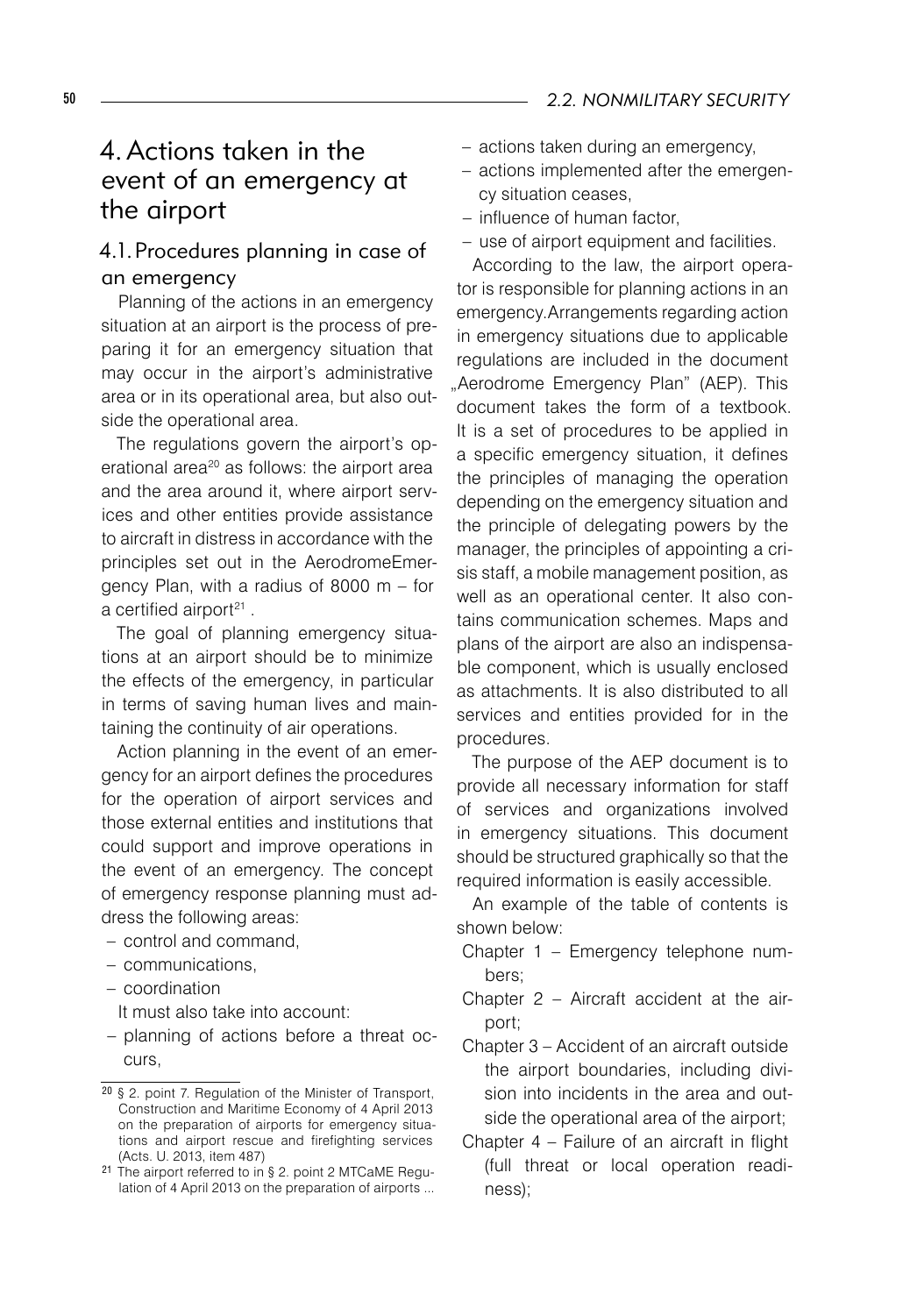# 4. Actions taken in the event of an emergency at the airport

## 4.1. Procedures planning in case of an emergency

Planning of the actions in an emergency situation at an airport is the process of preparing it for an emergency situation that may occur in the airport's administrative area or in its operational area, but also outside the operational area.

The regulations govern the airport's operational area[20] as follows: the airport area and the area around it, where airport services and other entities provide assistance to aircraft in distress in accordance with the principles set out in the AerodromeEmergency Plan, with a radius of 8000 m – for a certified airport[21] .

The goal of planning emergency situations at an airport should be to minimize the effects of the emergency, in particular in terms of saving human lives and maintaining the continuity of air operations.

Action planning in the event of an emergency for an airport defines the procedures for the operation of airport services and those external entities and institutions that could support and improve operations in the event of an emergency. The concept of emergency response planning must address the following areas:

- control and command,
- communications,
- coordination

It must also take into account:

- planning of actions before a threat occurs,
- actions taken during an emergency,
- actions implemented after the emergency situation ceases,
- influence of human factor,
- use of airport equipment and facilities.

According to the law, the airport operator is responsible for planning actions in an emergency.Arrangements regarding action in emergency situations due to applicable regulations are included in the document „Aerodrome Emergency Plan" (AEP). This document takes the form of a textbook. It is a set of procedures to be applied in a specific emergency situation, it defines the principles of managing the operation depending on the emergency situation and the principle of delegating powers by the manager, the principles of appointing a crisis staff, a mobile management position, as well as an operational center. It also contains communication schemes. Maps and plans of the airport are also an indispensable component, which is usually enclosed as attachments. It is also distributed to all services and entities provided for in the procedures.

The purpose of the AEP document is to provide all necessary information for staff of services and organizations involved in emergency situations. This document should be structured graphically so that the required information is easily accessible.

An example of the table of contents is shown below:

Chapter 1 – Emergency telephone numbers;

Chapter 2 – Aircraft accident at the airport;

Chapter 3 – Accident of an aircraft outside the airport boundaries, including division into incidents in the area and outside the operational area of the airport;

Chapter 4 – Failure of an aircraft in flight (full threat or local operation readiness);

---

[20] § 2. point 7. Regulation of the Minister of Transport, Construction and Maritime Economy of 4 April 2013 on the preparation of airports for emergency situations and airport rescue and firefighting services (Acts. U. 2013, item 487)

[21] The airport referred to in § 2. point 2 MTCaME Regulation of 4 April 2013 on the preparation of airports ...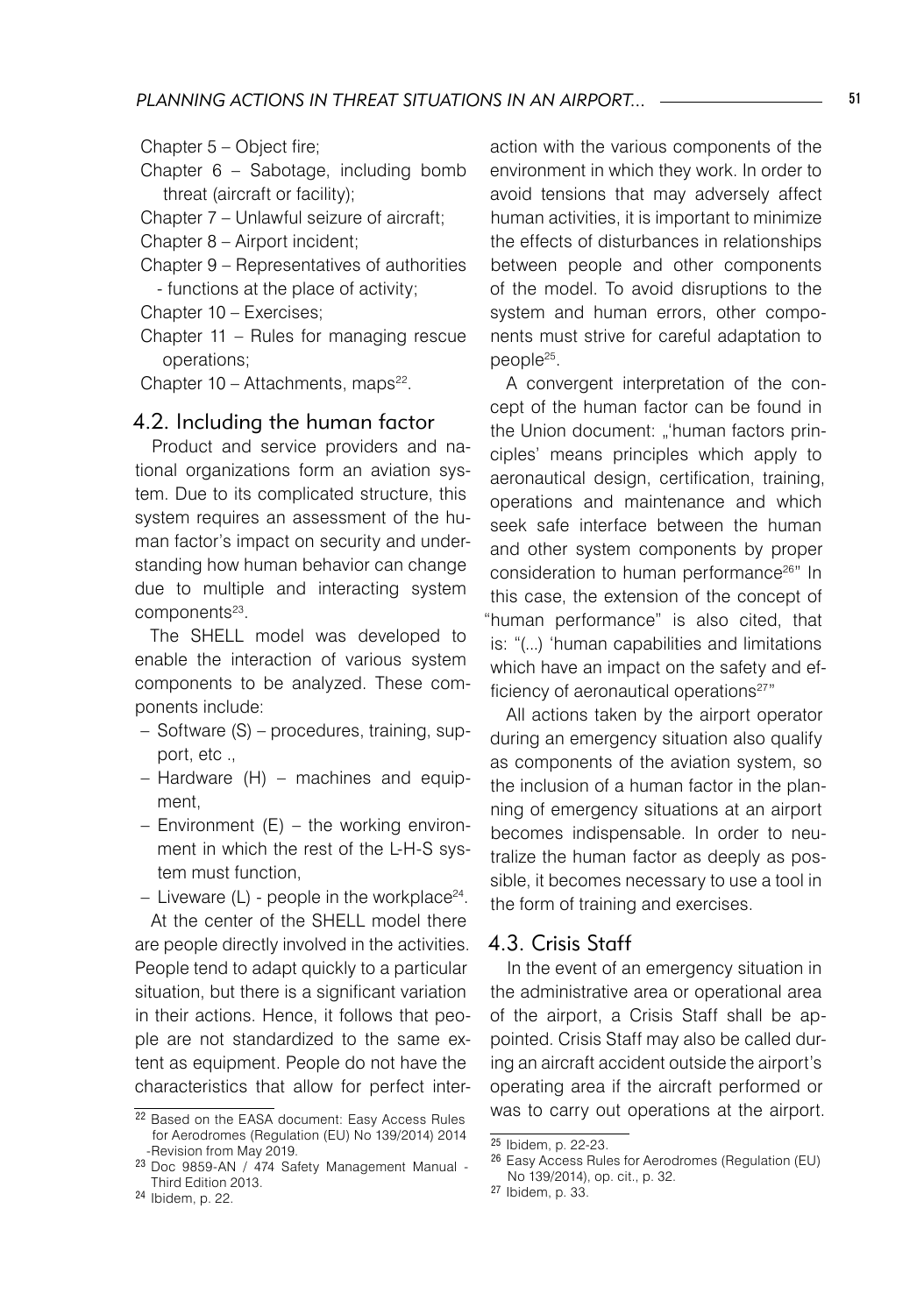Chapter 5 – Object fire;

Chapter 6 – Sabotage, including bomb threat (aircraft or facility);

Chapter 7 – Unlawful seizure of aircraft;

Chapter 8 – Airport incident;

Chapter 9 – Representatives of authorities - functions at the place of activity;

Chapter 10 – Exercises;

Chapter 11 – Rules for managing rescue operations;

Chapter 10 – Attachments, maps[22].

## 4.2. Including the human factor

Product and service providers and national organizations form an aviation system. Due to its complicated structure, this system requires an assessment of the human factor's impact on security and understanding how human behavior can change due to multiple and interacting system components[23].

The SHELL model was developed to enable the interaction of various system components to be analyzed. These components include:

- Software (S) – procedures, training, support, etc .,
- Hardware (H) – machines and equipment,
- Environment (E) – the working environment in which the rest of the L-H-S system must function,
- Liveware (L) - people in the workplace[24].

At the center of the SHELL model there are people directly involved in the activities. People tend to adapt quickly to a particular situation, but there is a significant variation in their actions. Hence, it follows that people are not standardized to the same extent as equipment. People do not have the characteristics that allow for perfect interaction with the various components of the environment in which they work. In order to avoid tensions that may adversely affect human activities, it is important to minimize the effects of disturbances in relationships between people and other components of the model. To avoid disruptions to the system and human errors, other components must strive for careful adaptation to people[25].

A convergent interpretation of the concept of the human factor can be found in the Union document: „'human factors principles' means principles which apply to aeronautical design, certification, training, operations and maintenance and which seek safe interface between the human and other system components by proper consideration to human performance[26]" In this case, the extension of the concept of "human performance" is also cited, that is: "(...) 'human capabilities and limitations which have an impact on the safety and efficiency of aeronautical operations[27]"

All actions taken by the airport operator during an emergency situation also qualify as components of the aviation system, so the inclusion of a human factor in the planning of emergency situations at an airport becomes indispensable. In order to neutralize the human factor as deeply as possible, it becomes necessary to use a tool in the form of training and exercises.

## 4.3. Crisis Staff

In the event of an emergency situation in the administrative area or operational area of the airport, a Crisis Staff shall be appointed. Crisis Staff may also be called during an aircraft accident outside the airport's operating area if the aircraft performed or was to carry out operations at the airport.

---

[22] Based on the EASA document: Easy Access Rules for Aerodromes (Regulation (EU) No 139/2014) 2014 -Revision from May 2019.

[23] Doc 9859-AN / 474 Safety Management Manual - Third Edition 2013.

[24] Ibidem, p. 22.

[25] Ibidem, p. 22-23.

[26] Easy Access Rules for Aerodromes (Regulation (EU) No 139/2014), op. cit., p. 32.

[27] Ibidem, p. 33.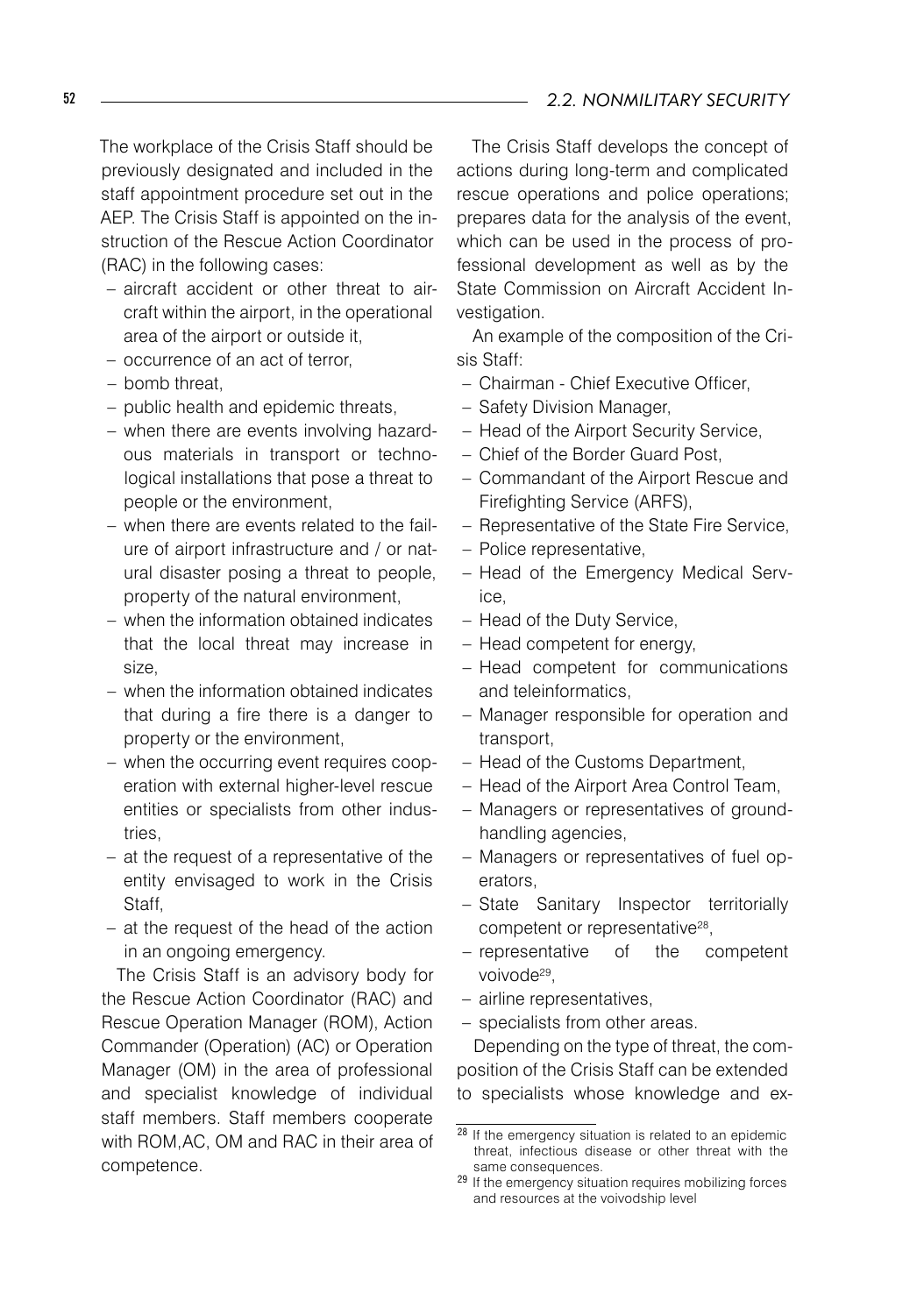The workplace of the Crisis Staff should be previously designated and included in the staff appointment procedure set out in the AEP. The Crisis Staff is appointed on the instruction of the Rescue Action Coordinator (RAC) in the following cases:

- aircraft accident or other threat to aircraft within the airport, in the operational area of the airport or outside it,
- occurrence of an act of terror,
- bomb threat,
- public health and epidemic threats,
- when there are events involving hazardous materials in transport or technological installations that pose a threat to people or the environment,
- when there are events related to the failure of airport infrastructure and / or natural disaster posing a threat to people, property of the natural environment,
- when the information obtained indicates that the local threat may increase in size,
- when the information obtained indicates that during a fire there is a danger to property or the environment,
- when the occurring event requires cooperation with external higher-level rescue entities or specialists from other industries,
- at the request of a representative of the entity envisaged to work in the Crisis Staff,
- at the request of the head of the action in an ongoing emergency.

The Crisis Staff is an advisory body for the Rescue Action Coordinator (RAC) and Rescue Operation Manager (ROM), Action Commander (Operation) (AC) or Operation Manager (OM) in the area of professional and specialist knowledge of individual staff members. Staff members cooperate with ROM,AC, OM and RAC in their area of competence.

The Crisis Staff develops the concept of actions during long-term and complicated rescue operations and police operations; prepares data for the analysis of the event, which can be used in the process of professional development as well as by the State Commission on Aircraft Accident Investigation.

An example of the composition of the Crisis Staff:

- Chairman - Chief Executive Officer,
- Safety Division Manager,
- Head of the Airport Security Service,
- Chief of the Border Guard Post,
- Commandant of the Airport Rescue and Firefighting Service (ARFS),
- Representative of the State Fire Service,
- Police representative,
- Head of the Emergency Medical Service,
- Head of the Duty Service,
- Head competent for energy,
- Head competent for communications and teleinformatics,
- Manager responsible for operation and transport,
- Head of the Customs Department,
- Head of the Airport Area Control Team,
- Managers or representatives of ground-handling agencies,
- Managers or representatives of fuel operators,
- State Sanitary Inspector territorially competent or representative[28],
- representative of the competent voivode[29],
- airline representatives,
- specialists from other areas.

Depending on the type of threat, the composition of the Crisis Staff can be extended to specialists whose knowledge and ex-

[28] If the emergency situation is related to an epidemic threat, infectious disease or other threat with the same consequences.

[29] If the emergency situation requires mobilizing forces and resources at the voivodship level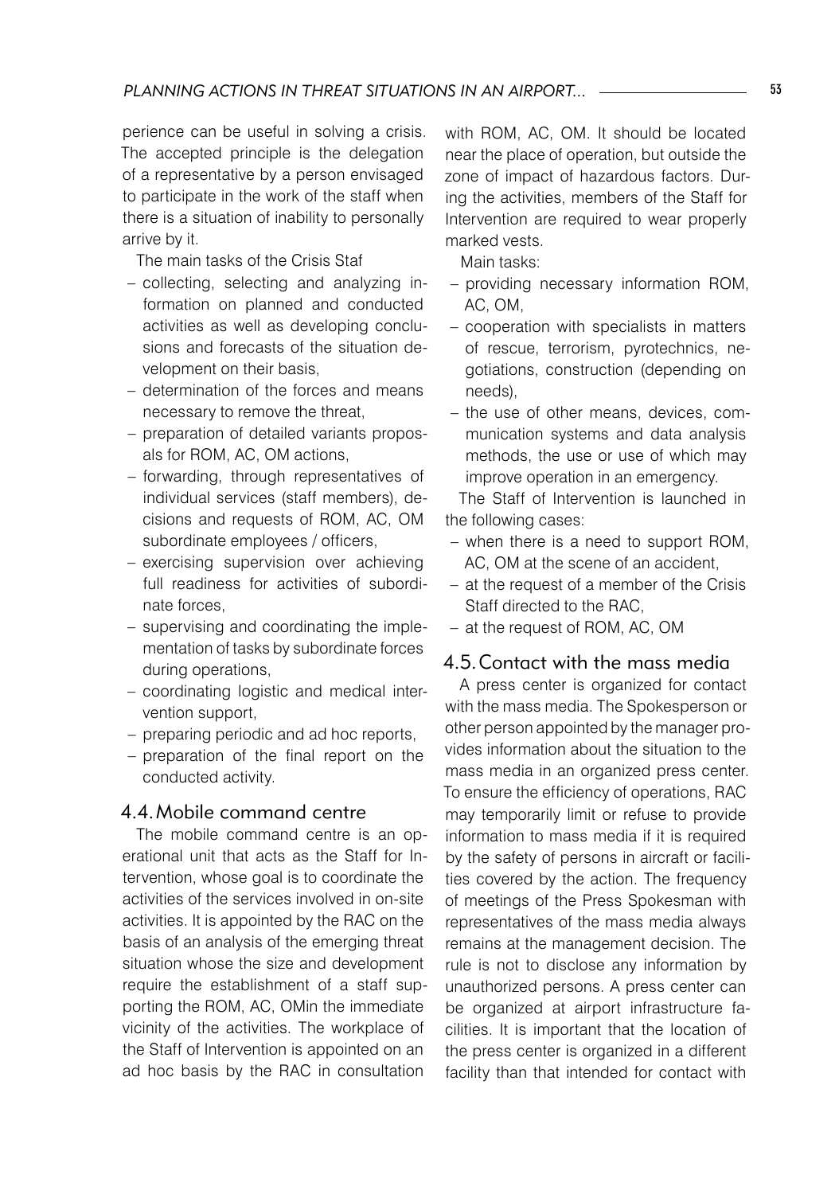perience can be useful in solving a crisis. The accepted principle is the delegation of a representative by a person envisaged to participate in the work of the staff when there is a situation of inability to personally arrive by it.

The main tasks of the Crisis Staf

- collecting, selecting and analyzing information on planned and conducted activities as well as developing conclusions and forecasts of the situation development on their basis,
- determination of the forces and means necessary to remove the threat,
- preparation of detailed variants proposals for ROM, AC, OM actions,
- forwarding, through representatives of individual services (staff members), decisions and requests of ROM, AC, OM subordinate employees / officers,
- exercising supervision over achieving full readiness for activities of subordinate forces,
- supervising and coordinating the implementation of tasks by subordinate forces during operations,
- coordinating logistic and medical intervention support,
- preparing periodic and ad hoc reports,
- preparation of the final report on the conducted activity.

## 4.4. Mobile command centre

The mobile command centre is an operational unit that acts as the Staff for Intervention, whose goal is to coordinate the activities of the services involved in on-site activities. It is appointed by the RAC on the basis of an analysis of the emerging threat situation whose the size and development require the establishment of a staff supporting the ROM, AC, OMin the immediate vicinity of the activities. The workplace of the Staff of Intervention is appointed on an ad hoc basis by the RAC in consultation with ROM, AC, OM. It should be located near the place of operation, but outside the zone of impact of hazardous factors. During the activities, members of the Staff for Intervention are required to wear properly marked vests.

Main tasks:

- providing necessary information ROM, AC, OM,
- cooperation with specialists in matters of rescue, terrorism, pyrotechnics, negotiations, construction (depending on needs),
- the use of other means, devices, communication systems and data analysis methods, the use or use of which may improve operation in an emergency.

The Staff of Intervention is launched in the following cases:

- when there is a need to support ROM, AC, OM at the scene of an accident,
- at the request of a member of the Crisis Staff directed to the RAC,
- at the request of ROM, AC, OM

## 4.5. Contact with the mass media

A press center is organized for contact with the mass media. The Spokesperson or other person appointed by the manager provides information about the situation to the mass media in an organized press center. To ensure the efficiency of operations, RAC may temporarily limit or refuse to provide information to mass media if it is required by the safety of persons in aircraft or facilities covered by the action. The frequency of meetings of the Press Spokesman with representatives of the mass media always remains at the management decision. The rule is not to disclose any information by unauthorized persons. A press center can be organized at airport infrastructure facilities. It is important that the location of the press center is organized in a different facility than that intended for contact with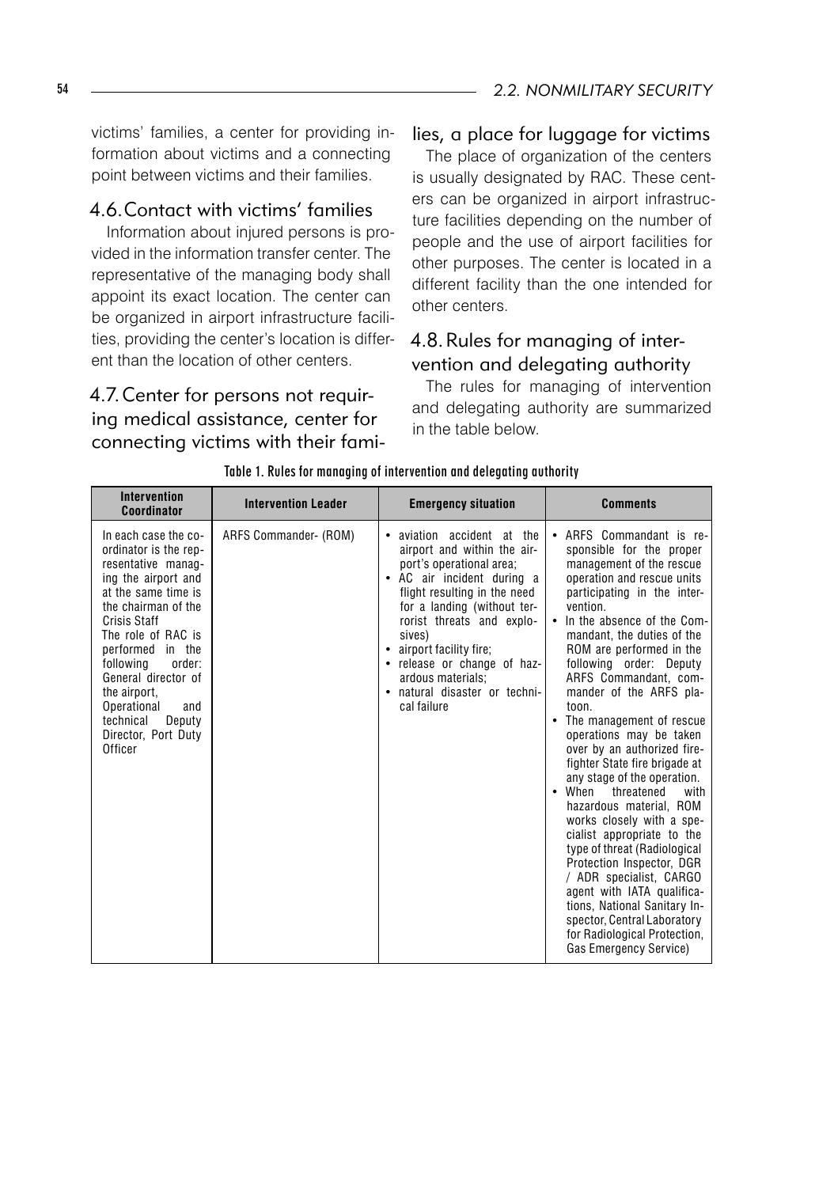victims' families, a center for providing information about victims and a connecting point between victims and their families.

## 4.6. Contact with victims' families

Information about injured persons is provided in the information transfer center. The representative of the managing body shall appoint its exact location. The center can be organized in airport infrastructure facilities, providing the center's location is different than the location of other centers.

## 4.7. Center for persons not requiring medical assistance, center for connecting victims with their families, a place for luggage for victims

The place of organization of the centers is usually designated by RAC. These centers can be organized in airport infrastructure facilities depending on the number of people and the use of airport facilities for other purposes. The center is located in a different facility than the one intended for other centers.

## 4.8. Rules for managing of intervention and delegating authority

The rules for managing of intervention and delegating authority are summarized in the table below.

**Table 1. Rules for managing of intervention and delegating authority**

| Intervention Coordinator | Intervention Leader | Emergency situation | Comments |
|---|---|---|---|
| In each case the coordinator is the representative managing the airport and at the same time is the chairman of the Crisis Staff<br>The role of RAC is performed in the following order: General director of the airport, Operational and technical Deputy Director, Port Duty Officer | ARFS Commander- (ROM) | • aviation accident at the airport and within the airport's operational area;<br>• AC air incident during a flight resulting in the need for a landing (without terrorist threats and explosives)<br>• airport facility fire;<br>• release or change of hazardous materials;<br>• natural disaster or technical failure | • ARFS Commandant is responsible for the proper management of the rescue operation and rescue units participating in the intervention.<br>• In the absence of the Commandant, the duties of the ROM are performed in the following order: Deputy ARFS Commandant, commander of the ARFS platoon.<br>• The management of rescue operations may be taken over by an authorized firefighter State fire brigade at any stage of the operation.<br>• When threatened with hazardous material, ROM works closely with a specialist appropriate to the type of threat (Radiological Protection Inspector, DGR / ADR specialist, CARGO agent with IATA qualifications, National Sanitary Inspector, Central Laboratory for Radiological Protection, Gas Emergency Service) |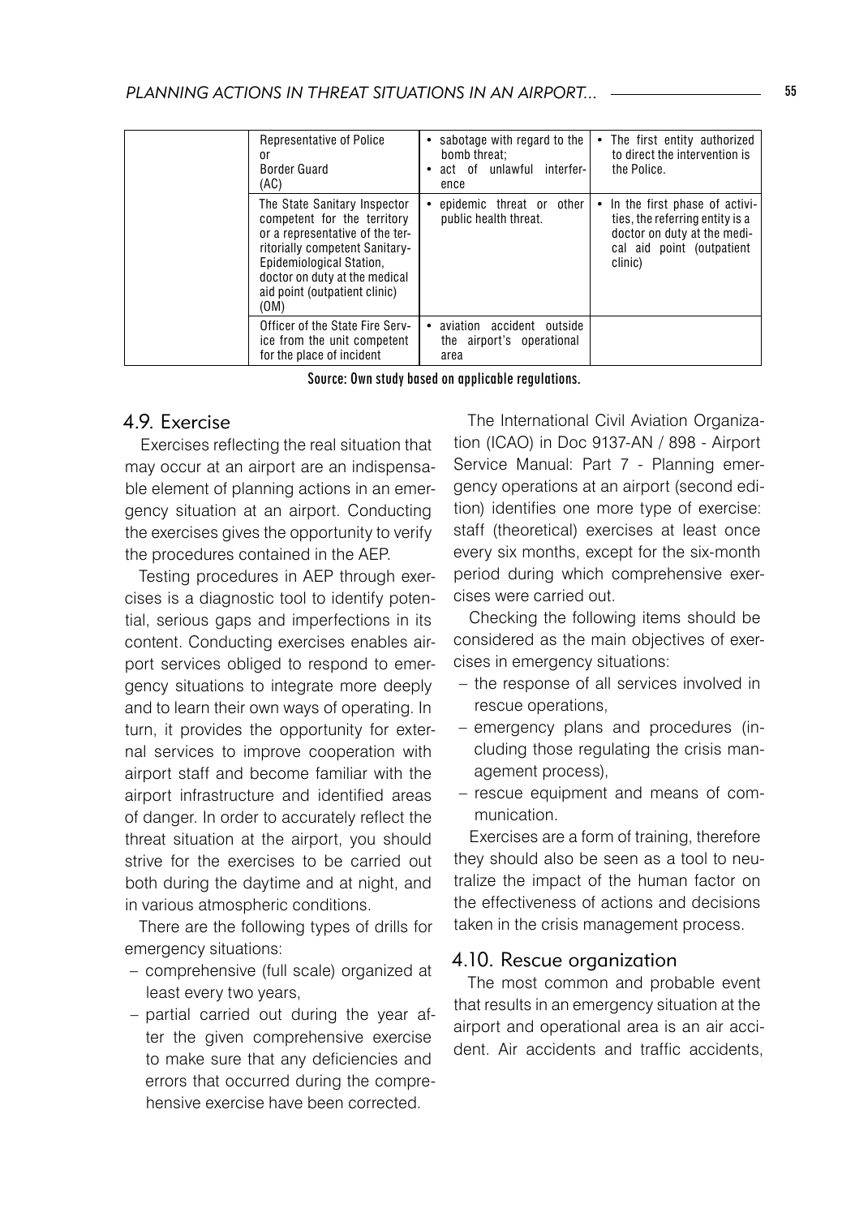| | Representative of Police or Border Guard (AC) | • sabotage with regard to the bomb threat;<br>• act of unlawful interference | • The first entity authorized to direct the intervention is the Police. |
|---|---|---|---|
| | The State Sanitary Inspector competent for the territory or a representative of the territorially competent Sanitary-Epidemiological Station, doctor on duty at the medical aid point (outpatient clinic) (OM) | • epidemic threat or other public health threat. | • In the first phase of activities, the referring entity is a doctor on duty at the medical aid point (outpatient clinic) |
| | Officer of the State Fire Service from the unit competent for the place of incident | • aviation accident outside the airport's operational area | |

Source: Own study based on applicable regulations.

## 4.9. Exercise

Exercises reflecting the real situation that may occur at an airport are an indispensable element of planning actions in an emergency situation at an airport. Conducting the exercises gives the opportunity to verify the procedures contained in the AEP.

Testing procedures in AEP through exercises is a diagnostic tool to identify potential, serious gaps and imperfections in its content. Conducting exercises enables airport services obliged to respond to emergency situations to integrate more deeply and to learn their own ways of operating. In turn, it provides the opportunity for external services to improve cooperation with airport staff and become familiar with the airport infrastructure and identified areas of danger. In order to accurately reflect the threat situation at the airport, you should strive for the exercises to be carried out both during the daytime and at night, and in various atmospheric conditions.

There are the following types of drills for emergency situations:

- comprehensive (full scale) organized at least every two years,
- partial carried out during the year after the given comprehensive exercise to make sure that any deficiencies and errors that occurred during the comprehensive exercise have been corrected.

The International Civil Aviation Organization (ICAO) in Doc 9137-AN / 898 - Airport Service Manual: Part 7 - Planning emergency operations at an airport (second edition) identifies one more type of exercise: staff (theoretical) exercises at least once every six months, except for the six-month period during which comprehensive exercises were carried out.

Checking the following items should be considered as the main objectives of exercises in emergency situations:

- the response of all services involved in rescue operations,
- emergency plans and procedures (including those regulating the crisis management process),
- rescue equipment and means of communication.

Exercises are a form of training, therefore they should also be seen as a tool to neutralize the impact of the human factor on the effectiveness of actions and decisions taken in the crisis management process.

## 4.10. Rescue organization

The most common and probable event that results in an emergency situation at the airport and operational area is an air accident. Air accidents and traffic accidents,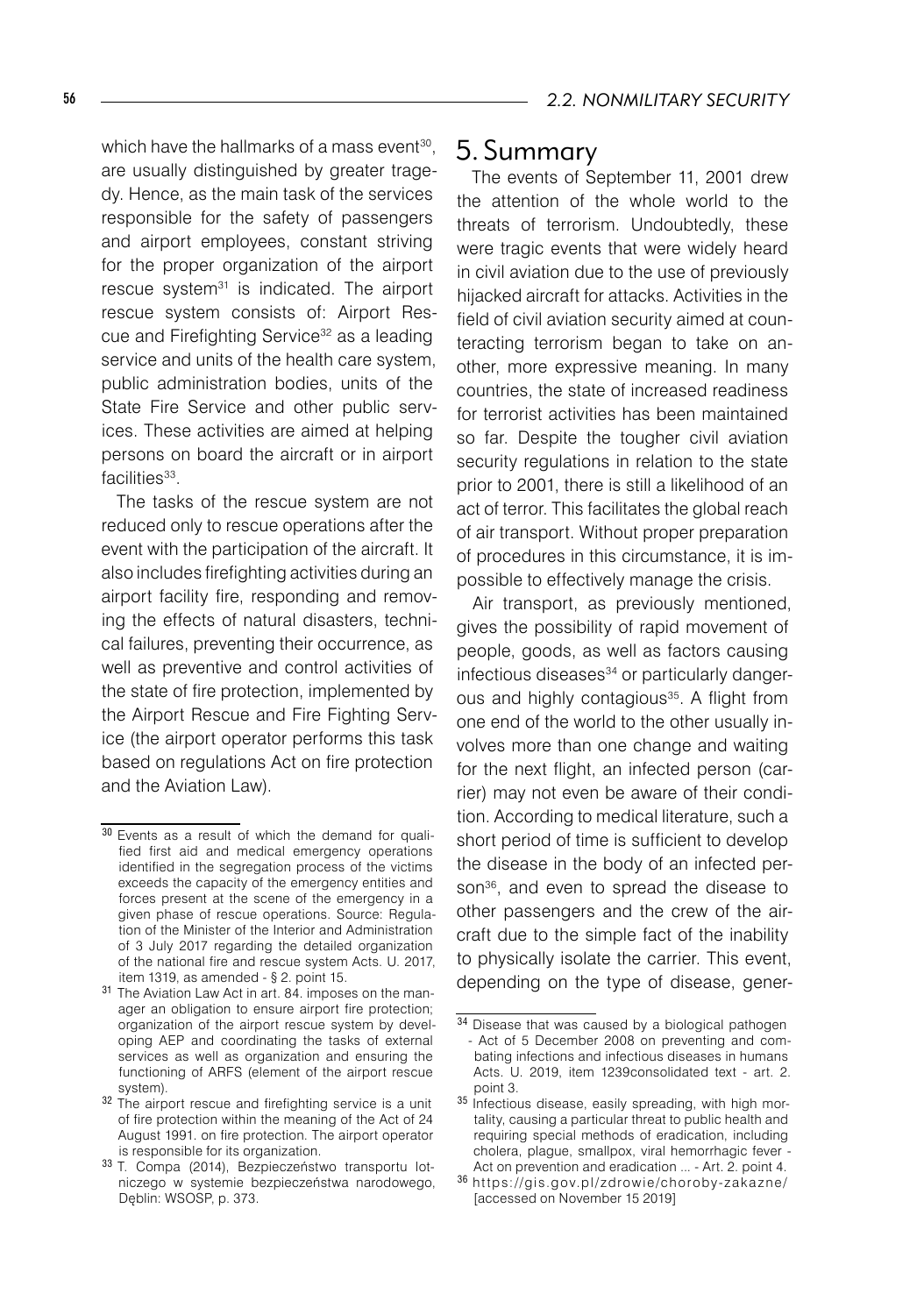which have the hallmarks of a mass event[30], are usually distinguished by greater tragedy. Hence, as the main task of the services responsible for the safety of passengers and airport employees, constant striving for the proper organization of the airport rescue system[31] is indicated. The airport rescue system consists of: Airport Rescue and Firefighting Service[32] as a leading service and units of the health care system, public administration bodies, units of the State Fire Service and other public services. These activities are aimed at helping persons on board the aircraft or in airport facilities[33].

The tasks of the rescue system are not reduced only to rescue operations after the event with the participation of the aircraft. It also includes firefighting activities during an airport facility fire, responding and removing the effects of natural disasters, technical failures, preventing their occurrence, as well as preventive and control activities of the state of fire protection, implemented by the Airport Rescue and Fire Fighting Service (the airport operator performs this task based on regulations Act on fire protection and the Aviation Law).

## 5. Summary

The events of September 11, 2001 drew the attention of the whole world to the threats of terrorism. Undoubtedly, these were tragic events that were widely heard in civil aviation due to the use of previously hijacked aircraft for attacks. Activities in the field of civil aviation security aimed at counteracting terrorism began to take on another, more expressive meaning. In many countries, the state of increased readiness for terrorist activities has been maintained so far. Despite the tougher civil aviation security regulations in relation to the state prior to 2001, there is still a likelihood of an act of terror. This facilitates the global reach of air transport. Without proper preparation of procedures in this circumstance, it is impossible to effectively manage the crisis.

Air transport, as previously mentioned, gives the possibility of rapid movement of people, goods, as well as factors causing infectious diseases[34] or particularly dangerous and highly contagious[35]. A flight from one end of the world to the other usually involves more than one change and waiting for the next flight, an infected person (carrier) may not even be aware of their condition. According to medical literature, such a short period of time is sufficient to develop the disease in the body of an infected person[36], and even to spread the disease to other passengers and the crew of the aircraft due to the simple fact of the inability to physically isolate the carrier. This event, depending on the type of disease, gener-

---

[30] Events as a result of which the demand for qualified first aid and medical emergency operations identified in the segregation process of the victims exceeds the capacity of the emergency entities and forces present at the scene of the emergency in a given phase of rescue operations. Source: Regulation of the Minister of the Interior and Administration of 3 July 2017 regarding the detailed organization of the national fire and rescue system Acts. U. 2017, item 1319, as amended - § 2. point 15.

[31] The Aviation Law Act in art. 84. imposes on the manager an obligation to ensure airport fire protection; organization of the airport rescue system by developing AEP and coordinating the tasks of external services as well as organization and ensuring the functioning of ARFS (element of the airport rescue system).

[32] The airport rescue and firefighting service is a unit of fire protection within the meaning of the Act of 24 August 1991. on fire protection. The airport operator is responsible for its organization.

[33] T. Compa (2014), Bezpieczeństwo transportu lotniczego w systemie bezpieczeństwa narodowego, Dęblin: WSOSP, p. 373.

[34] Disease that was caused by a biological pathogen - Act of 5 December 2008 on preventing and combating infections and infectious diseases in humans Acts. U. 2019, item 1239consolidated text - art. 2. point 3.

[35] Infectious disease, easily spreading, with high mortality, causing a particular threat to public health and requiring special methods of eradication, including cholera, plague, smallpox, viral hemorrhagic fever - Act on prevention and eradication ... - Art. 2. point 4.

[36] https://gis.gov.pl/zdrowie/choroby-zakazne/ [accessed on November 15 2019]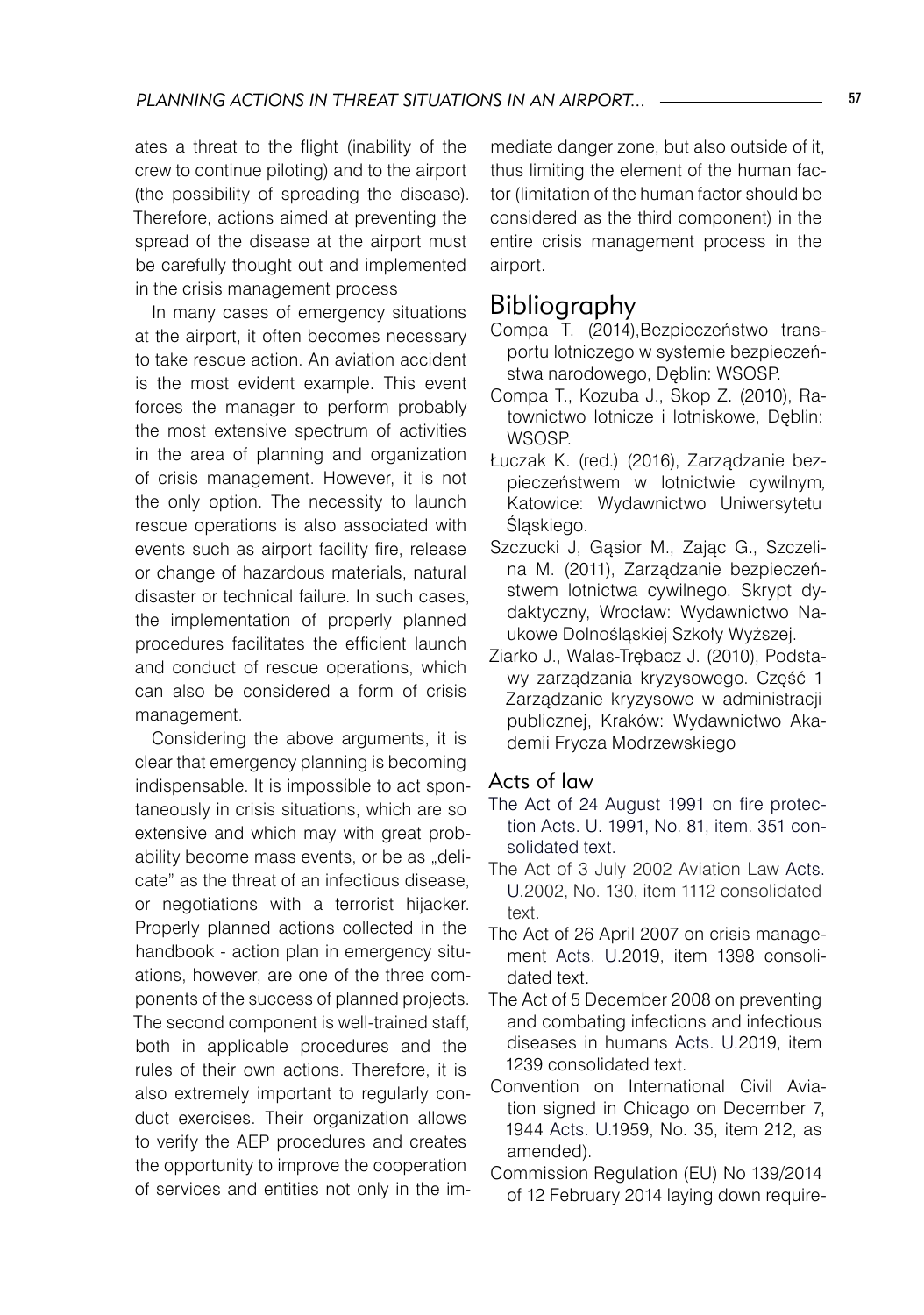ates a threat to the flight (inability of the crew to continue piloting) and to the airport (the possibility of spreading the disease). Therefore, actions aimed at preventing the spread of the disease at the airport must be carefully thought out and implemented in the crisis management process

In many cases of emergency situations at the airport, it often becomes necessary to take rescue action. An aviation accident is the most evident example. This event forces the manager to perform probably the most extensive spectrum of activities in the area of planning and organization of crisis management. However, it is not the only option. The necessity to launch rescue operations is also associated with events such as airport facility fire, release or change of hazardous materials, natural disaster or technical failure. In such cases, the implementation of properly planned procedures facilitates the efficient launch and conduct of rescue operations, which can also be considered a form of crisis management.

Considering the above arguments, it is clear that emergency planning is becoming indispensable. It is impossible to act spontaneously in crisis situations, which are so extensive and which may with great probability become mass events, or be as „delicate" as the threat of an infectious disease, or negotiations with a terrorist hijacker. Properly planned actions collected in the handbook - action plan in emergency situations, however, are one of the three components of the success of planned projects. The second component is well-trained staff, both in applicable procedures and the rules of their own actions. Therefore, it is also extremely important to regularly conduct exercises. Their organization allows to verify the AEP procedures and creates the opportunity to improve the cooperation of services and entities not only in the immediate danger zone, but also outside of it, thus limiting the element of the human factor (limitation of the human factor should be considered as the third component) in the entire crisis management process in the airport.

## Bibliography

Compa T. (2014),Bezpieczeństwo transportu lotniczego w systemie bezpieczeństwa narodowego, Dęblin: WSOSP.

Compa T., Kozuba J., Skop Z. (2010), Ratownictwo lotnicze i lotniskowe, Dęblin: WSOSP.

Łuczak K. (red.) (2016), Zarządzanie bezpieczeństwem w lotnictwie cywilnym, Katowice: Wydawnictwo Uniwersytetu Śląskiego.

Szczucki J, Gąsior M., Zając G., Szczelina M. (2011), Zarządzanie bezpieczeństwem lotnictwa cywilnego. Skrypt dydaktyczny, Wrocław: Wydawnictwo Naukowe Dolnośląskiej Szkoły Wyższej.

Ziarko J., Walas-Trębacz J. (2010), Podstawy zarządzania kryzysowego. Część 1 Zarządzanie kryzysowe w administracji publicznej, Kraków: Wydawnictwo Akademii Frycza Modrzewskiego

### Acts of law

The Act of 24 August 1991 on fire protection Acts. U. 1991, No. 81, item. 351 consolidated text.

The Act of 3 July 2002 Aviation Law Acts. U.2002, No. 130, item 1112 consolidated text.

The Act of 26 April 2007 on crisis management Acts. U.2019, item 1398 consolidated text.

The Act of 5 December 2008 on preventing and combating infections and infectious diseases in humans Acts. U.2019, item 1239 consolidated text.

Convention on International Civil Aviation signed in Chicago on December 7, 1944 Acts. U.1959, No. 35, item 212, as amended).

Commission Regulation (EU) No 139/2014 of 12 February 2014 laying down require-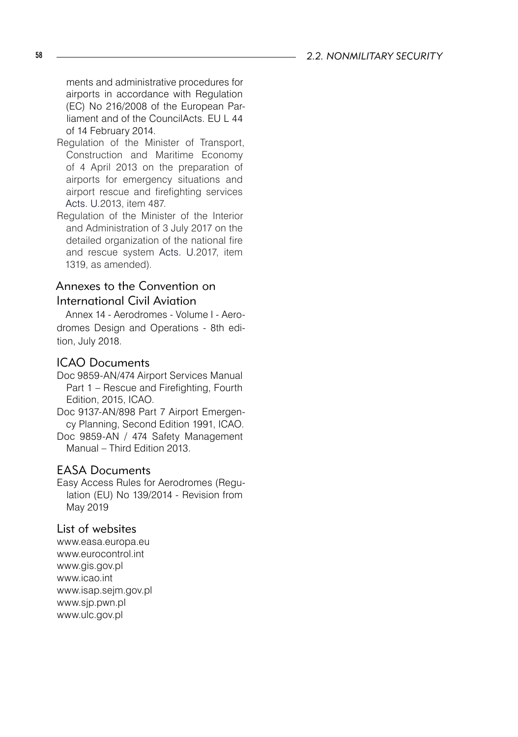ments and administrative procedures for airports in accordance with Regulation (EC) No 216/2008 of the European Parliament and of the CouncilActs. EU L 44 of 14 February 2014.

Regulation of the Minister of Transport, Construction and Maritime Economy of 4 April 2013 on the preparation of airports for emergency situations and airport rescue and firefighting services Acts. U.2013, item 487.

Regulation of the Minister of the Interior and Administration of 3 July 2017 on the detailed organization of the national fire and rescue system Acts. U.2017, item 1319, as amended).

## Annexes to the Convention on International Civil Aviation

Annex 14 - Aerodromes - Volume I - Aerodromes Design and Operations - 8th edition, July 2018.

## ICAO Documents

Doc 9859-AN/474 Airport Services Manual Part 1 – Rescue and Firefighting, Fourth Edition, 2015, ICAO.

Doc 9137-AN/898 Part 7 Airport Emergency Planning, Second Edition 1991, ICAO.

Doc 9859-AN / 474 Safety Management Manual – Third Edition 2013.

## EASA Documents

Easy Access Rules for Aerodromes (Regulation (EU) No 139/2014 - Revision from May 2019

## List of websites

www.easa.europa.eu
www.eurocontrol.int
www.gis.gov.pl
www.icao.int
www.isap.sejm.gov.pl
www.sjp.pwn.pl
www.ulc.gov.pl